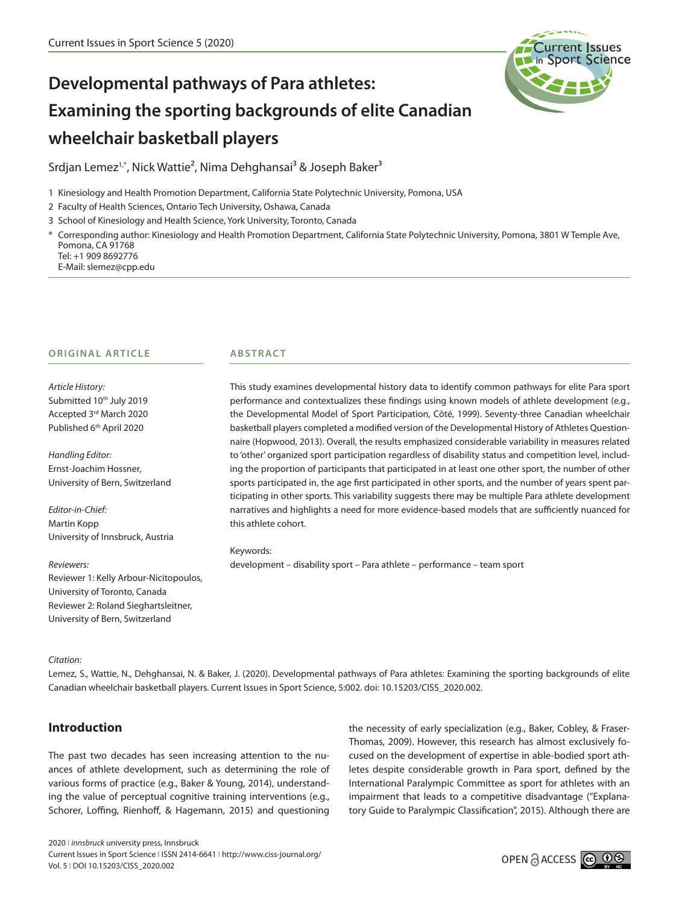# Developmental pathways of Para athletes: Examining the sporting backgrounds of elite Canadian wheelchair basketball players

Srdjan Lemez[1,*], Nick Wattie[2], Nima Dehghansai[3] & Joseph Baker[3]

1 Kinesiology and Health Promotion Department, California State Polytechnic University, Pomona, USA

2 Faculty of Health Sciences, Ontario Tech University, Oshawa, Canada

3 School of Kinesiology and Health Science, York University, Toronto, Canada

\* Corresponding author: Kinesiology and Health Promotion Department, California State Polytechnic University, Pomona, 3801 W Temple Ave, Pomona, CA 91768
Tel: +1 909 8692776
E-Mail: slemez@cpp.edu

**ORIGINAL ARTICLE**

*Article History:*
Submitted 10th July 2019
Accepted 3rd March 2020
Published 6th April 2020

*Handling Editor:*
Ernst-Joachim Hossner,
University of Bern, Switzerland

*Editor-in-Chief:*
Martin Kopp
University of Innsbruck, Austria

*Reviewers:*
Reviewer 1: Kelly Arbour-Nicitopoulos,
University of Toronto, Canada
Reviewer 2: Roland Sieghartsleitner,
University of Bern, Switzerland

**ABSTRACT**

This study examines developmental history data to identify common pathways for elite Para sport performance and contextualizes these findings using known models of athlete development (e.g., the Developmental Model of Sport Participation, Côté, 1999). Seventy-three Canadian wheelchair basketball players completed a modified version of the Developmental History of Athletes Questionnaire (Hopwood, 2013). Overall, the results emphasized considerable variability in measures related to 'other' organized sport participation regardless of disability status and competition level, including the proportion of participants that participated in at least one other sport, the number of other sports participated in, the age first participated in other sports, and the number of years spent participating in other sports. This variability suggests there may be multiple Para athlete development narratives and highlights a need for more evidence-based models that are sufficiently nuanced for this athlete cohort.

Keywords:
development – disability sport – Para athlete – performance – team sport

*Citation:*
Lemez, S., Wattie, N., Dehghansai, N. & Baker, J. (2020). Developmental pathways of Para athletes: Examining the sporting backgrounds of elite Canadian wheelchair basketball players. Current Issues in Sport Science, 5:002. doi: 10.15203/CISS_2020.002.

## Introduction

The past two decades has seen increasing attention to the nuances of athlete development, such as determining the role of various forms of practice (e.g., Baker & Young, 2014), understanding the value of perceptual cognitive training interventions (e.g., Schorer, Loffing, Rienhoff, & Hagemann, 2015) and questioning the necessity of early specialization (e.g., Baker, Cobley, & Fraser-Thomas, 2009). However, this research has almost exclusively focused on the development of expertise in able-bodied sport athletes despite considerable growth in Para sport, defined by the International Paralympic Committee as sport for athletes with an impairment that leads to a competitive disadvantage ("Explanatory Guide to Paralympic Classification", 2015). Although there are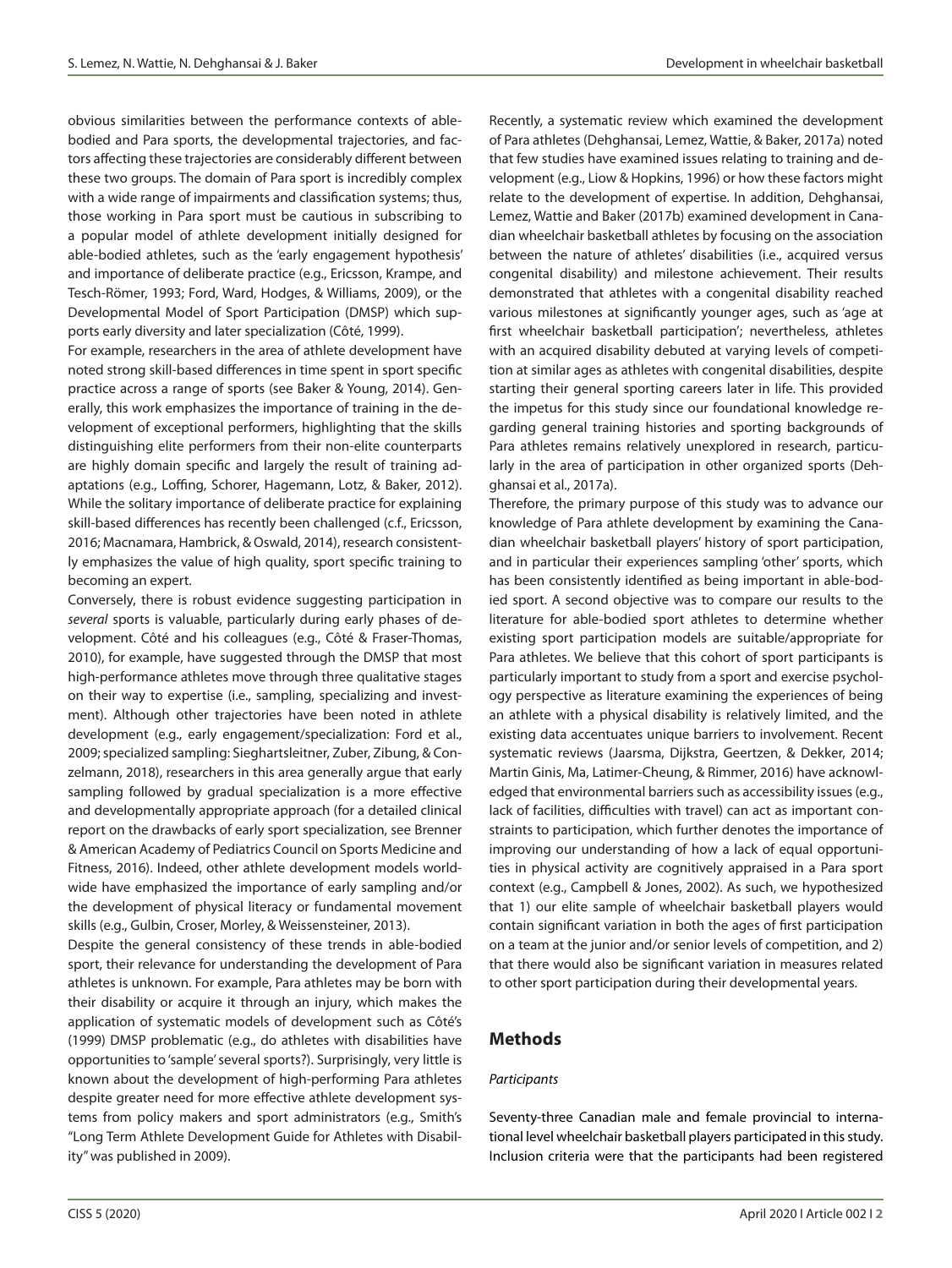obvious similarities between the performance contexts of able-bodied and Para sports, the developmental trajectories, and factors affecting these trajectories are considerably different between these two groups. The domain of Para sport is incredibly complex with a wide range of impairments and classification systems; thus, those working in Para sport must be cautious in subscribing to a popular model of athlete development initially designed for able-bodied athletes, such as the 'early engagement hypothesis' and importance of deliberate practice (e.g., Ericsson, Krampe, and Tesch-Römer, 1993; Ford, Ward, Hodges, & Williams, 2009), or the Developmental Model of Sport Participation (DMSP) which supports early diversity and later specialization (Côté, 1999).

For example, researchers in the area of athlete development have noted strong skill-based differences in time spent in sport specific practice across a range of sports (see Baker & Young, 2014). Generally, this work emphasizes the importance of training in the development of exceptional performers, highlighting that the skills distinguishing elite performers from their non-elite counterparts are highly domain specific and largely the result of training adaptations (e.g., Loffing, Schorer, Hagemann, Lotz, & Baker, 2012). While the solitary importance of deliberate practice for explaining skill-based differences has recently been challenged (c.f., Ericsson, 2016; Macnamara, Hambrick, & Oswald, 2014), research consistently emphasizes the value of high quality, sport specific training to becoming an expert.

Conversely, there is robust evidence suggesting participation in *several* sports is valuable, particularly during early phases of development. Côté and his colleagues (e.g., Côté & Fraser-Thomas, 2010), for example, have suggested through the DMSP that most high-performance athletes move through three qualitative stages on their way to expertise (i.e., sampling, specializing and investment). Although other trajectories have been noted in athlete development (e.g., early engagement/specialization: Ford et al., 2009; specialized sampling: Sieghartsleitner, Zuber, Zibung, & Conzelmann, 2018), researchers in this area generally argue that early sampling followed by gradual specialization is a more effective and developmentally appropriate approach (for a detailed clinical report on the drawbacks of early sport specialization, see Brenner & American Academy of Pediatrics Council on Sports Medicine and Fitness, 2016). Indeed, other athlete development models worldwide have emphasized the importance of early sampling and/or the development of physical literacy or fundamental movement skills (e.g., Gulbin, Croser, Morley, & Weissensteiner, 2013).

Despite the general consistency of these trends in able-bodied sport, their relevance for understanding the development of Para athletes is unknown. For example, Para athletes may be born with their disability or acquire it through an injury, which makes the application of systematic models of development such as Côté's (1999) DMSP problematic (e.g., do athletes with disabilities have opportunities to 'sample' several sports?). Surprisingly, very little is known about the development of high-performing Para athletes despite greater need for more effective athlete development systems from policy makers and sport administrators (e.g., Smith's "Long Term Athlete Development Guide for Athletes with Disability" was published in 2009).

Recently, a systematic review which examined the development of Para athletes (Dehghansai, Lemez, Wattie, & Baker, 2017a) noted that few studies have examined issues relating to training and development (e.g., Liow & Hopkins, 1996) or how these factors might relate to the development of expertise. In addition, Dehghansai, Lemez, Wattie and Baker (2017b) examined development in Canadian wheelchair basketball athletes by focusing on the association between the nature of athletes' disabilities (i.e., acquired versus congenital disability) and milestone achievement. Their results demonstrated that athletes with a congenital disability reached various milestones at significantly younger ages, such as 'age at first wheelchair basketball participation'; nevertheless, athletes with an acquired disability debuted at varying levels of competition at similar ages as athletes with congenital disabilities, despite starting their general sporting careers later in life. This provided the impetus for this study since our foundational knowledge regarding general training histories and sporting backgrounds of Para athletes remains relatively unexplored in research, particularly in the area of participation in other organized sports (Dehghansai et al., 2017a).

Therefore, the primary purpose of this study was to advance our knowledge of Para athlete development by examining the Canadian wheelchair basketball players' history of sport participation, and in particular their experiences sampling 'other' sports, which has been consistently identified as being important in able-bodied sport. A second objective was to compare our results to the literature for able-bodied sport athletes to determine whether existing sport participation models are suitable/appropriate for Para athletes. We believe that this cohort of sport participants is particularly important to study from a sport and exercise psychology perspective as literature examining the experiences of being an athlete with a physical disability is relatively limited, and the existing data accentuates unique barriers to involvement. Recent systematic reviews (Jaarsma, Dijkstra, Geertzen, & Dekker, 2014; Martin Ginis, Ma, Latimer-Cheung, & Rimmer, 2016) have acknowledged that environmental barriers such as accessibility issues (e.g., lack of facilities, difficulties with travel) can act as important constraints to participation, which further denotes the importance of improving our understanding of how a lack of equal opportunities in physical activity are cognitively appraised in a Para sport context (e.g., Campbell & Jones, 2002). As such, we hypothesized that 1) our elite sample of wheelchair basketball players would contain significant variation in both the ages of first participation on a team at the junior and/or senior levels of competition, and 2) that there would also be significant variation in measures related to other sport participation during their developmental years.

## Methods

### *Participants*

Seventy-three Canadian male and female provincial to international level wheelchair basketball players participated in this study. Inclusion criteria were that the participants had been registered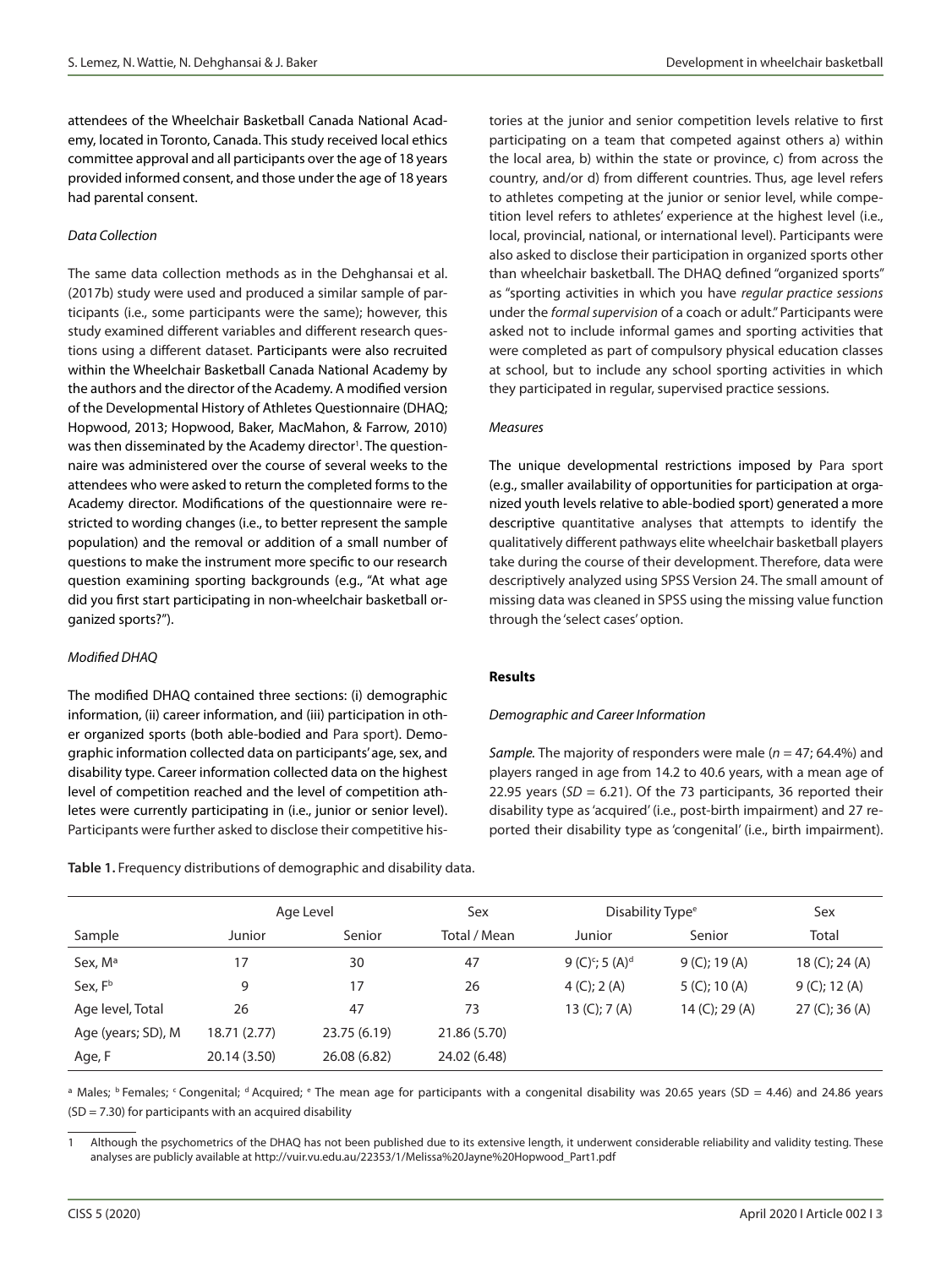attendees of the Wheelchair Basketball Canada National Academy, located in Toronto, Canada. This study received local ethics committee approval and all participants over the age of 18 years provided informed consent, and those under the age of 18 years had parental consent.

*Data Collection*

The same data collection methods as in the Dehghansai et al. (2017b) study were used and produced a similar sample of participants (i.e., some participants were the same); however, this study examined different variables and different research questions using a different dataset. Participants were also recruited within the Wheelchair Basketball Canada National Academy by the authors and the director of the Academy. A modified version of the Developmental History of Athletes Questionnaire (DHAQ; Hopwood, 2013; Hopwood, Baker, MacMahon, & Farrow, 2010) was then disseminated by the Academy director[1]. The questionnaire was administered over the course of several weeks to the attendees who were asked to return the completed forms to the Academy director. Modifications of the questionnaire were restricted to wording changes (i.e., to better represent the sample population) and the removal or addition of a small number of questions to make the instrument more specific to our research question examining sporting backgrounds (e.g., "At what age did you first start participating in non-wheelchair basketball organized sports?").

*Modified DHAQ*

The modified DHAQ contained three sections: (i) demographic information, (ii) career information, and (iii) participation in other organized sports (both able-bodied and Para sport). Demographic information collected data on participants' age, sex, and disability type. Career information collected data on the highest level of competition reached and the level of competition athletes were currently participating in (i.e., junior or senior level). Participants were further asked to disclose their competitive histories at the junior and senior competition levels relative to first participating on a team that competed against others a) within the local area, b) within the state or province, c) from across the country, and/or d) from different countries. Thus, age level refers to athletes competing at the junior or senior level, while competition level refers to athletes' experience at the highest level (i.e., local, provincial, national, or international level). Participants were also asked to disclose their participation in organized sports other than wheelchair basketball. The DHAQ defined "organized sports" as "sporting activities in which you have *regular practice sessions* under the *formal supervision* of a coach or adult." Participants were asked not to include informal games and sporting activities that were completed as part of compulsory physical education classes at school, but to include any school sporting activities in which they participated in regular, supervised practice sessions.

*Measures*

The unique developmental restrictions imposed by Para sport (e.g., smaller availability of opportunities for participation at organized youth levels relative to able-bodied sport) generated a more descriptive quantitative analyses that attempts to identify the qualitatively different pathways elite wheelchair basketball players take during the course of their development. Therefore, data were descriptively analyzed using SPSS Version 24. The small amount of missing data was cleaned in SPSS using the missing value function through the 'select cases' option.

## Results

*Demographic and Career Information*

*Sample.* The majority of responders were male ($n$ = 47; 64.4%) and players ranged in age from 14.2 to 40.6 years, with a mean age of 22.95 years ($SD$ = 6.21). Of the 73 participants, 36 reported their disability type as 'acquired' (i.e., post-birth impairment) and 27 reported their disability type as 'congenital' (i.e., birth impairment).

**Table 1.** Frequency distributions of demographic and disability data.

| | Age Level | | Sex | Disability Type[e] | | Sex |
|---|---|---|---|---|---|---|
| Sample | Junior | Senior | Total / Mean | Junior | Senior | Total |
| Sex, M[a] | 17 | 30 | 47 | 9 (C)[c]; 5 (A)[d] | 9 (C); 19 (A) | 18 (C); 24 (A) |
| Sex, F[b] | 9 | 17 | 26 | 4 (C); 2 (A) | 5 (C); 10 (A) | 9 (C); 12 (A) |
| Age level, Total | 26 | 47 | 73 | 13 (C); 7 (A) | 14 (C); 29 (A) | 27 (C); 36 (A) |
| Age (years; SD), M | 18.71 (2.77) | 23.75 (6.19) | 21.86 (5.70) | | | |
| Age, F | 20.14 (3.50) | 26.08 (6.82) | 24.02 (6.48) | | | |

[a] Males; [b] Females; [c] Congenital; [d] Acquired; [e] The mean age for participants with a congenital disability was 20.65 years (SD = 4.46) and 24.86 years (SD = 7.30) for participants with an acquired disability

1 Although the psychometrics of the DHAQ has not been published due to its extensive length, it underwent considerable reliability and validity testing. These analyses are publicly available at http://vuir.vu.edu.au/22353/1/Melissa%20Jayne%20Hopwood_Part1.pdf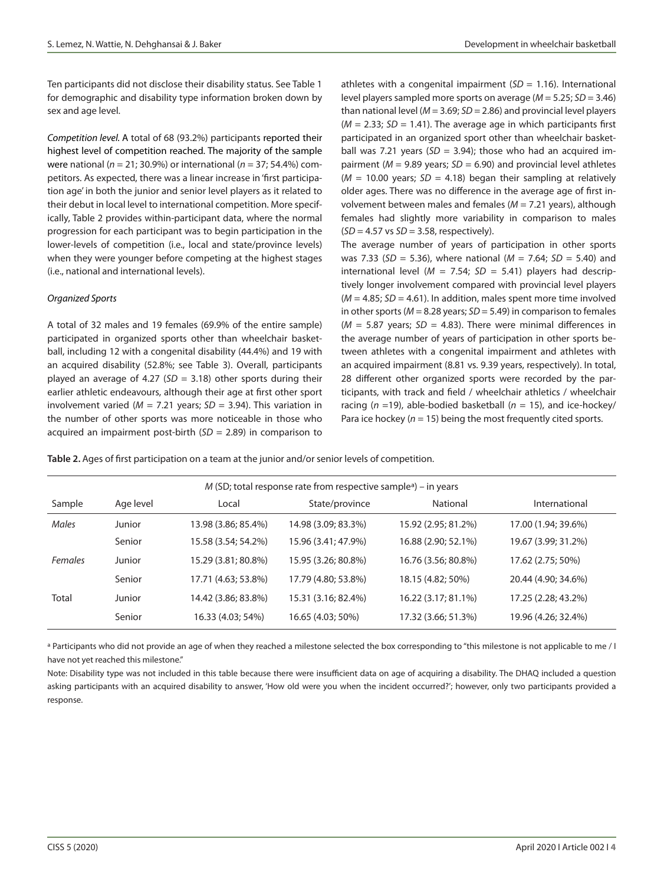Ten participants did not disclose their disability status. See Table 1 for demographic and disability type information broken down by sex and age level.

*Competition level.* A total of 68 (93.2%) participants reported their highest level of competition reached. The majority of the sample were national ($n$ = 21; 30.9%) or international ($n$ = 37; 54.4%) competitors. As expected, there was a linear increase in 'first participation age' in both the junior and senior level players as it related to their debut in local level to international competition. More specifically, Table 2 provides within-participant data, where the normal progression for each participant was to begin participation in the lower-levels of competition (i.e., local and state/province levels) when they were younger before competing at the highest stages (i.e., national and international levels).

*Organized Sports*

A total of 32 males and 19 females (69.9% of the entire sample) participated in organized sports other than wheelchair basketball, including 12 with a congenital disability (44.4%) and 19 with an acquired disability (52.8%; see Table 3). Overall, participants played an average of 4.27 ($SD$ = 3.18) other sports during their earlier athletic endeavours, although their age at first other sport involvement varied ($M$ = 7.21 years; $SD$ = 3.94). This variation in the number of other sports was more noticeable in those who acquired an impairment post-birth ($SD$ = 2.89) in comparison to athletes with a congenital impairment ($SD$ = 1.16). International level players sampled more sports on average ($M$ = 5.25; $SD$ = 3.46) than national level ($M$ = 3.69; $SD$ = 2.86) and provincial level players ($M$ = 2.33; $SD$ = 1.41). The average age in which participants first participated in an organized sport other than wheelchair basketball was 7.21 years ($SD$ = 3.94); those who had an acquired impairment ($M$ = 9.89 years; $SD$ = 6.90) and provincial level athletes ($M$ = 10.00 years; $SD$ = 4.18) began their sampling at relatively older ages. There was no difference in the average age of first involvement between males and females ($M$ = 7.21 years), although females had slightly more variability in comparison to males ($SD$ = 4.57 vs $SD$ = 3.58, respectively).

The average number of years of participation in other sports was 7.33 ($SD$ = 5.36), where national ($M$ = 7.64; $SD$ = 5.40) and international level ($M$ = 7.54; $SD$ = 5.41) players had descriptively longer involvement compared with provincial level players ($M$ = 4.85; $SD$ = 4.61). In addition, males spent more time involved in other sports ($M$ = 8.28 years; $SD$ = 5.49) in comparison to females ($M$ = 5.87 years; $SD$ = 4.83). There were minimal differences in the average number of years of participation in other sports between athletes with a congenital impairment and athletes with an acquired impairment (8.81 vs. 9.39 years, respectively). In total, 28 different other organized sports were recorded by the participants, with track and field / wheelchair athletics / wheelchair racing ($n$ =19), able-bodied basketball ($n$ = 15), and ice-hockey/ Para ice hockey ($n$ = 15) being the most frequently cited sports.

**Table 2.** Ages of first participation on a team at the junior and/or senior levels of competition.

| | | *M* (SD; total response rate from respective sample[a]) – in years | | | |
|---|---|---|---|---|---|
| Sample | Age level | Local | State/province | National | International |
| *Males* | Junior | 13.98 (3.86; 85.4%) | 14.98 (3.09; 83.3%) | 15.92 (2.95; 81.2%) | 17.00 (1.94; 39.6%) |
| | Senior | 15.58 (3.54; 54.2%) | 15.96 (3.41; 47.9%) | 16.88 (2.90; 52.1%) | 19.67 (3.99; 31.2%) |
| *Females* | Junior | 15.29 (3.81; 80.8%) | 15.95 (3.26; 80.8%) | 16.76 (3.56; 80.8%) | 17.62 (2.75; 50%) |
| | Senior | 17.71 (4.63; 53.8%) | 17.79 (4.80; 53.8%) | 18.15 (4.82; 50%) | 20.44 (4.90; 34.6%) |
| Total | Junior | 14.42 (3.86; 83.8%) | 15.31 (3.16; 82.4%) | 16.22 (3.17; 81.1%) | 17.25 (2.28; 43.2%) |
| | Senior | 16.33 (4.03; 54%) | 16.65 (4.03; 50%) | 17.32 (3.66; 51.3%) | 19.96 (4.26; 32.4%) |

[a] Participants who did not provide an age of when they reached a milestone selected the box corresponding to "this milestone is not applicable to me / I have not yet reached this milestone."

Note: Disability type was not included in this table because there were insufficient data on age of acquiring a disability. The DHAQ included a question asking participants with an acquired disability to answer, 'How old were you when the incident occurred?'; however, only two participants provided a response.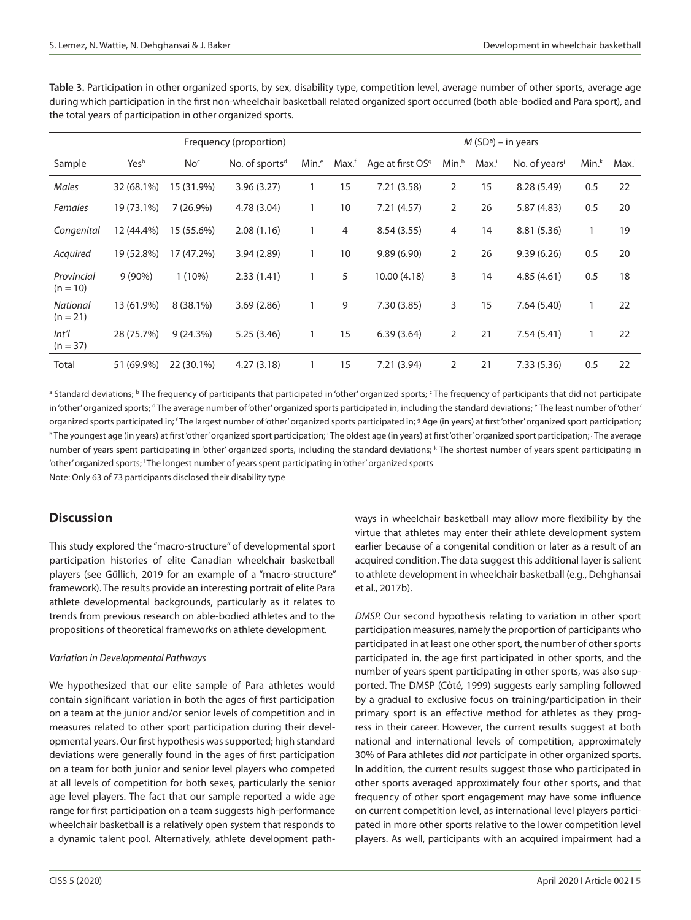**Table 3.** Participation in other organized sports, by sex, disability type, competition level, average number of other sports, average age during which participation in the first non-wheelchair basketball related organized sport occurred (both able-bodied and Para sport), and the total years of participation in other organized sports.

| | Frequency (proportion) | | | | | $M$ (SD[a]) – in years | | | | | |
|---|---|---|---|---|---|---|---|---|---|---|---|
| Sample | Yes[b] | No[c] | No. of sports[d] | Min.[e] | Max.[f] | Age at first OS[g] | Min.[h] | Max.[i] | No. of years[j] | Min.[k] | Max.[l] |
| *Males* | 32 (68.1%) | 15 (31.9%) | 3.96 (3.27) | 1 | 15 | 7.21 (3.58) | 2 | 15 | 8.28 (5.49) | 0.5 | 22 |
| *Females* | 19 (73.1%) | 7 (26.9%) | 4.78 (3.04) | 1 | 10 | 7.21 (4.57) | 2 | 26 | 5.87 (4.83) | 0.5 | 20 |
| *Congenital* | 12 (44.4%) | 15 (55.6%) | 2.08 (1.16) | 1 | 4 | 8.54 (3.55) | 4 | 14 | 8.81 (5.36) | 1 | 19 |
| *Acquired* | 19 (52.8%) | 17 (47.2%) | 3.94 (2.89) | 1 | 10 | 9.89 (6.90) | 2 | 26 | 9.39 (6.26) | 0.5 | 20 |
| *Provincial* (n = 10) | 9 (90%) | 1 (10%) | 2.33 (1.41) | 1 | 5 | 10.00 (4.18) | 3 | 14 | 4.85 (4.61) | 0.5 | 18 |
| *National* (n = 21) | 13 (61.9%) | 8 (38.1%) | 3.69 (2.86) | 1 | 9 | 7.30 (3.85) | 3 | 15 | 7.64 (5.40) | 1 | 22 |
| *Int'l* (n = 37) | 28 (75.7%) | 9 (24.3%) | 5.25 (3.46) | 1 | 15 | 6.39 (3.64) | 2 | 21 | 7.54 (5.41) | 1 | 22 |
| Total | 51 (69.9%) | 22 (30.1%) | 4.27 (3.18) | 1 | 15 | 7.21 (3.94) | 2 | 21 | 7.33 (5.36) | 0.5 | 22 |

[a] Standard deviations; [b] The frequency of participants that participated in 'other' organized sports; [c] The frequency of participants that did not participate in 'other' organized sports; [d] The average number of 'other' organized sports participated in, including the standard deviations; [e] The least number of 'other' organized sports participated in; [f] The largest number of 'other' organized sports participated in; [g] Age (in years) at first 'other' organized sport participation; [h] The youngest age (in years) at first 'other' organized sport participation; [i] The oldest age (in years) at first 'other' organized sport participation; [j] The average number of years spent participating in 'other' organized sports, including the standard deviations; [k] The shortest number of years spent participating in 'other' organized sports; [l] The longest number of years spent participating in 'other' organized sports

Note: Only 63 of 73 participants disclosed their disability type

## Discussion

This study explored the "macro-structure" of developmental sport participation histories of elite Canadian wheelchair basketball players (see Güllich, 2019 for an example of a "macro-structure" framework). The results provide an interesting portrait of elite Para athlete developmental backgrounds, particularly as it relates to trends from previous research on able-bodied athletes and to the propositions of theoretical frameworks on athlete development.

### *Variation in Developmental Pathways*

We hypothesized that our elite sample of Para athletes would contain significant variation in both the ages of first participation on a team at the junior and/or senior levels of competition and in measures related to other sport participation during their developmental years. Our first hypothesis was supported; high standard deviations were generally found in the ages of first participation on a team for both junior and senior level players who competed at all levels of competition for both sexes, particularly the senior age level players. The fact that our sample reported a wide age range for first participation on a team suggests high-performance wheelchair basketball is a relatively open system that responds to a dynamic talent pool. Alternatively, athlete development pathways in wheelchair basketball may allow more flexibility by the virtue that athletes may enter their athlete development system earlier because of a congenital condition or later as a result of an acquired condition. The data suggest this additional layer is salient to athlete development in wheelchair basketball (e.g., Dehghansai et al., 2017b).

*DMSP.* Our second hypothesis relating to variation in other sport participation measures, namely the proportion of participants who participated in at least one other sport, the number of other sports participated in, the age first participated in other sports, and the number of years spent participating in other sports, was also supported. The DMSP (Côté, 1999) suggests early sampling followed by a gradual to exclusive focus on training/participation in their primary sport is an effective method for athletes as they progress in their career. However, the current results suggest at both national and international levels of competition, approximately 30% of Para athletes did *not* participate in other organized sports. In addition, the current results suggest those who participated in other sports averaged approximately four other sports, and that frequency of other sport engagement may have some influence on current competition level, as international level players participated in more other sports relative to the lower competition level players. As well, participants with an acquired impairment had a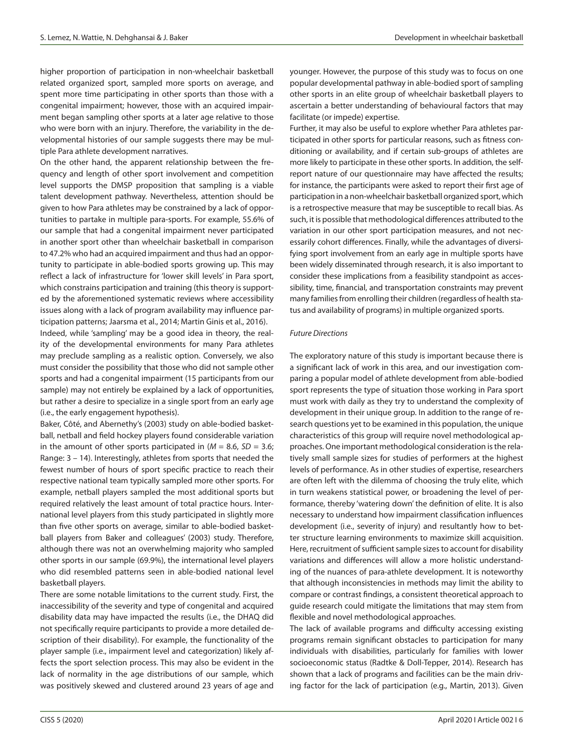higher proportion of participation in non-wheelchair basketball related organized sport, sampled more sports on average, and spent more time participating in other sports than those with a congenital impairment; however, those with an acquired impairment began sampling other sports at a later age relative to those who were born with an injury. Therefore, the variability in the developmental histories of our sample suggests there may be multiple Para athlete development narratives.

On the other hand, the apparent relationship between the frequency and length of other sport involvement and competition level supports the DMSP proposition that sampling is a viable talent development pathway. Nevertheless, attention should be given to how Para athletes may be constrained by a lack of opportunities to partake in multiple para-sports. For example, 55.6% of our sample that had a congenital impairment never participated in another sport other than wheelchair basketball in comparison to 47.2% who had an acquired impairment and thus had an opportunity to participate in able-bodied sports growing up. This may reflect a lack of infrastructure for 'lower skill levels' in Para sport, which constrains participation and training (this theory is supported by the aforementioned systematic reviews where accessibility issues along with a lack of program availability may influence participation patterns; Jaarsma et al., 2014; Martin Ginis et al., 2016).

Indeed, while 'sampling' may be a good idea in theory, the reality of the developmental environments for many Para athletes may preclude sampling as a realistic option. Conversely, we also must consider the possibility that those who did not sample other sports and had a congenital impairment (15 participants from our sample) may not entirely be explained by a lack of opportunities, but rather a desire to specialize in a single sport from an early age (i.e., the early engagement hypothesis).

Baker, Côté, and Abernethy's (2003) study on able-bodied basketball, netball and field hockey players found considerable variation in the amount of other sports participated in ($M = 8.6$, $SD = 3.6$; Range: 3 – 14). Interestingly, athletes from sports that needed the fewest number of hours of sport specific practice to reach their respective national team typically sampled more other sports. For example, netball players sampled the most additional sports but required relatively the least amount of total practice hours. International level players from this study participated in slightly more than five other sports on average, similar to able-bodied basketball players from Baker and colleagues' (2003) study. Therefore, although there was not an overwhelming majority who sampled other sports in our sample (69.9%), the international level players who did resembled patterns seen in able-bodied national level basketball players.

There are some notable limitations to the current study. First, the inaccessibility of the severity and type of congenital and acquired disability data may have impacted the results (i.e., the DHAQ did not specifically require participants to provide a more detailed description of their disability). For example, the functionality of the player sample (i.e., impairment level and categorization) likely affects the sport selection process. This may also be evident in the lack of normality in the age distributions of our sample, which was positively skewed and clustered around 23 years of age and younger. However, the purpose of this study was to focus on one popular developmental pathway in able-bodied sport of sampling other sports in an elite group of wheelchair basketball players to ascertain a better understanding of behavioural factors that may facilitate (or impede) expertise.

Further, it may also be useful to explore whether Para athletes participated in other sports for particular reasons, such as fitness conditioning or availability, and if certain sub-groups of athletes are more likely to participate in these other sports. In addition, the self-report nature of our questionnaire may have affected the results; for instance, the participants were asked to report their first age of participation in a non-wheelchair basketball organized sport, which is a retrospective measure that may be susceptible to recall bias. As such, it is possible that methodological differences attributed to the variation in our other sport participation measures, and not necessarily cohort differences. Finally, while the advantages of diversifying sport involvement from an early age in multiple sports have been widely disseminated through research, it is also important to consider these implications from a feasibility standpoint as accessibility, time, financial, and transportation constraints may prevent many families from enrolling their children (regardless of health status and availability of programs) in multiple organized sports.

### *Future Directions*

The exploratory nature of this study is important because there is a significant lack of work in this area, and our investigation comparing a popular model of athlete development from able-bodied sport represents the type of situation those working in Para sport must work with daily as they try to understand the complexity of development in their unique group. In addition to the range of research questions yet to be examined in this population, the unique characteristics of this group will require novel methodological approaches. One important methodological consideration is the relatively small sample sizes for studies of performers at the highest levels of performance. As in other studies of expertise, researchers are often left with the dilemma of choosing the truly elite, which in turn weakens statistical power, or broadening the level of performance, thereby 'watering down' the definition of elite. It is also necessary to understand how impairment classification influences development (i.e., severity of injury) and resultantly how to better structure learning environments to maximize skill acquisition. Here, recruitment of sufficient sample sizes to account for disability variations and differences will allow a more holistic understanding of the nuances of para-athlete development. It is noteworthy that although inconsistencies in methods may limit the ability to compare or contrast findings, a consistent theoretical approach to guide research could mitigate the limitations that may stem from flexible and novel methodological approaches.

The lack of available programs and difficulty accessing existing programs remain significant obstacles to participation for many individuals with disabilities, particularly for families with lower socioeconomic status (Radtke & Doll-Tepper, 2014). Research has shown that a lack of programs and facilities can be the main driving factor for the lack of participation (e.g., Martin, 2013). Given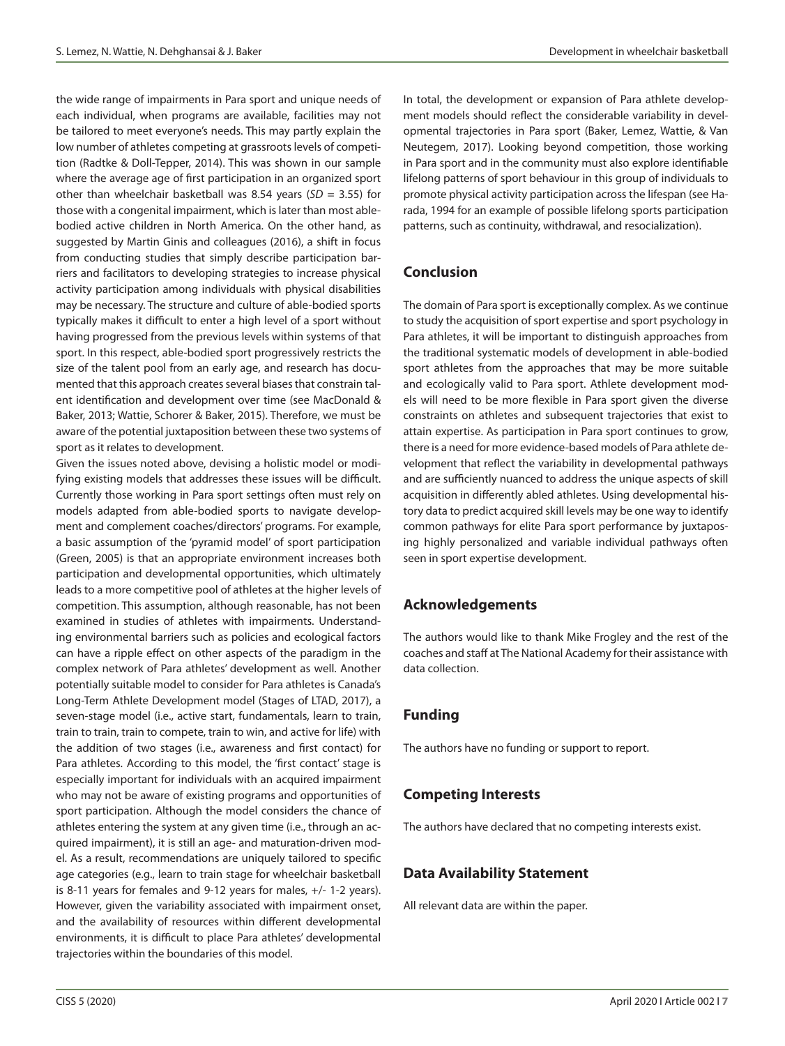the wide range of impairments in Para sport and unique needs of each individual, when programs are available, facilities may not be tailored to meet everyone's needs. This may partly explain the low number of athletes competing at grassroots levels of competition (Radtke & Doll-Tepper, 2014). This was shown in our sample where the average age of first participation in an organized sport other than wheelchair basketball was 8.54 years (*SD* = 3.55) for those with a congenital impairment, which is later than most able-bodied active children in North America. On the other hand, as suggested by Martin Ginis and colleagues (2016), a shift in focus from conducting studies that simply describe participation barriers and facilitators to developing strategies to increase physical activity participation among individuals with physical disabilities may be necessary. The structure and culture of able-bodied sports typically makes it difficult to enter a high level of a sport without having progressed from the previous levels within systems of that sport. In this respect, able-bodied sport progressively restricts the size of the talent pool from an early age, and research has documented that this approach creates several biases that constrain talent identification and development over time (see MacDonald & Baker, 2013; Wattie, Schorer & Baker, 2015). Therefore, we must be aware of the potential juxtaposition between these two systems of sport as it relates to development.

Given the issues noted above, devising a holistic model or modifying existing models that addresses these issues will be difficult. Currently those working in Para sport settings often must rely on models adapted from able-bodied sports to navigate development and complement coaches/directors' programs. For example, a basic assumption of the 'pyramid model' of sport participation (Green, 2005) is that an appropriate environment increases both participation and developmental opportunities, which ultimately leads to a more competitive pool of athletes at the higher levels of competition. This assumption, although reasonable, has not been examined in studies of athletes with impairments. Understanding environmental barriers such as policies and ecological factors can have a ripple effect on other aspects of the paradigm in the complex network of Para athletes' development as well. Another potentially suitable model to consider for Para athletes is Canada's Long-Term Athlete Development model (Stages of LTAD, 2017), a seven-stage model (i.e., active start, fundamentals, learn to train, train to train, train to compete, train to win, and active for life) with the addition of two stages (i.e., awareness and first contact) for Para athletes. According to this model, the 'first contact' stage is especially important for individuals with an acquired impairment who may not be aware of existing programs and opportunities of sport participation. Although the model considers the chance of athletes entering the system at any given time (i.e., through an acquired impairment), it is still an age- and maturation-driven model. As a result, recommendations are uniquely tailored to specific age categories (e.g., learn to train stage for wheelchair basketball is 8-11 years for females and 9-12 years for males, +/- 1-2 years). However, given the variability associated with impairment onset, and the availability of resources within different developmental environments, it is difficult to place Para athletes' developmental trajectories within the boundaries of this model.

In total, the development or expansion of Para athlete development models should reflect the considerable variability in developmental trajectories in Para sport (Baker, Lemez, Wattie, & Van Neutegem, 2017). Looking beyond competition, those working in Para sport and in the community must also explore identifiable lifelong patterns of sport behaviour in this group of individuals to promote physical activity participation across the lifespan (see Harada, 1994 for an example of possible lifelong sports participation patterns, such as continuity, withdrawal, and resocialization).

## Conclusion

The domain of Para sport is exceptionally complex. As we continue to study the acquisition of sport expertise and sport psychology in Para athletes, it will be important to distinguish approaches from the traditional systematic models of development in able-bodied sport athletes from the approaches that may be more suitable and ecologically valid to Para sport. Athlete development models will need to be more flexible in Para sport given the diverse constraints on athletes and subsequent trajectories that exist to attain expertise. As participation in Para sport continues to grow, there is a need for more evidence-based models of Para athlete development that reflect the variability in developmental pathways and are sufficiently nuanced to address the unique aspects of skill acquisition in differently abled athletes. Using developmental history data to predict acquired skill levels may be one way to identify common pathways for elite Para sport performance by juxtaposing highly personalized and variable individual pathways often seen in sport expertise development.

## Acknowledgements

The authors would like to thank Mike Frogley and the rest of the coaches and staff at The National Academy for their assistance with data collection.

## Funding

The authors have no funding or support to report.

## Competing Interests

The authors have declared that no competing interests exist.

## Data Availability Statement

All relevant data are within the paper.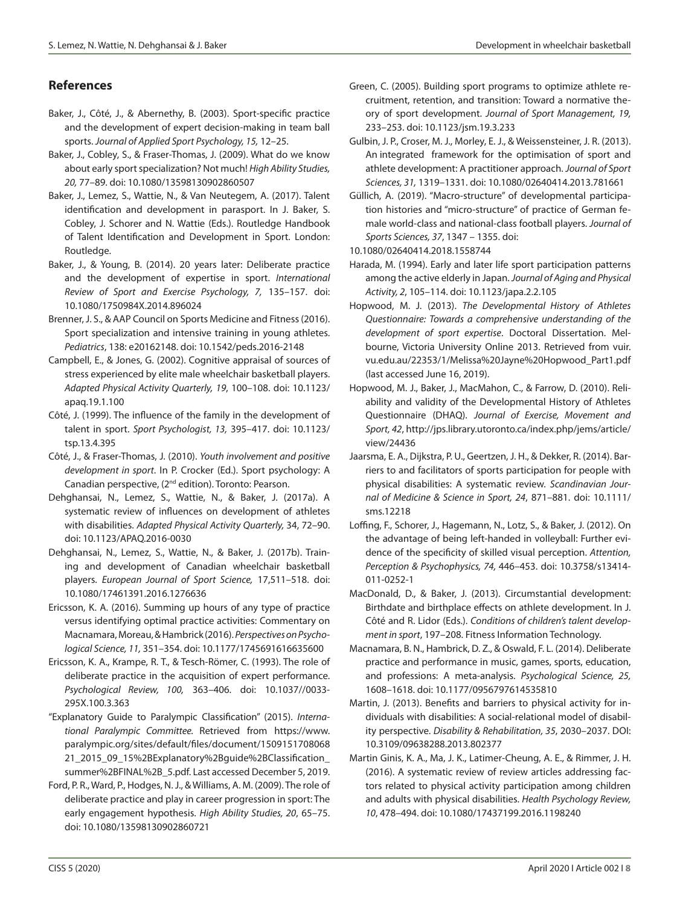## References

Baker, J., Côté, J., & Abernethy, B. (2003). Sport-specific practice and the development of expert decision-making in team ball sports. *Journal of Applied Sport Psychology, 15,* 12–25.

Baker, J., Cobley, S., & Fraser-Thomas, J. (2009). What do we know about early sport specialization? Not much! *High Ability Studies, 20,* 77–89. doi: 10.1080/13598130902860507

Baker, J., Lemez, S., Wattie, N., & Van Neutegem, A. (2017). Talent identification and development in parasport. In J. Baker, S. Cobley, J. Schorer and N. Wattie (Eds.). Routledge Handbook of Talent Identification and Development in Sport. London: Routledge.

Baker, J., & Young, B. (2014). 20 years later: Deliberate practice and the development of expertise in sport. *International Review of Sport and Exercise Psychology, 7,* 135–157. doi: 10.1080/1750984X.2014.896024

Brenner, J. S., & AAP Council on Sports Medicine and Fitness (2016). Sport specialization and intensive training in young athletes. *Pediatrics*, 138: e20162148. doi: 10.1542/peds.2016-2148

Campbell, E., & Jones, G. (2002). Cognitive appraisal of sources of stress experienced by elite male wheelchair basketball players. *Adapted Physical Activity Quarterly, 19*, 100–108. doi: 10.1123/apaq.19.1.100

Côté, J. (1999). The influence of the family in the development of talent in sport. *Sport Psychologist, 13,* 395–417. doi: 10.1123/tsp.13.4.395

Côté, J., & Fraser-Thomas, J. (2010). *Youth involvement and positive development in sport*. In P. Crocker (Ed.). Sport psychology: A Canadian perspective, (2nd edition). Toronto: Pearson.

Dehghansai, N., Lemez, S., Wattie, N., & Baker, J. (2017a). A systematic review of influences on development of athletes with disabilities. *Adapted Physical Activity Quarterly,* 34, 72–90. doi: 10.1123/APAQ.2016-0030

Dehghansai, N., Lemez, S., Wattie, N., & Baker, J. (2017b). Training and development of Canadian wheelchair basketball players. *European Journal of Sport Science,* 17,511–518. doi: 10.1080/17461391.2016.1276636

Ericsson, K. A. (2016). Summing up hours of any type of practice versus identifying optimal practice activities: Commentary on Macnamara, Moreau, & Hambrick (2016). *Perspectives on Psychological Science, 11,* 351–354. doi: 10.1177/1745691616635600

Ericsson, K. A., Krampe, R. T., & Tesch-Römer, C. (1993). The role of deliberate practice in the acquisition of expert performance. *Psychological Review, 100,* 363–406. doi: 10.1037//0033-295X.100.3.363

"Explanatory Guide to Paralympic Classification" (2015). *International Paralympic Committee.* Retrieved from https://www.paralympic.org/sites/default/files/document/150915170806821_2015_09_15%2BExplanatory%2Bguide%2BClassification_summer%2BFINAL%2B_5.pdf. Last accessed December 5, 2019.

Ford, P. R., Ward, P., Hodges, N. J., & Williams, A. M. (2009). The role of deliberate practice and play in career progression in sport: The early engagement hypothesis. *High Ability Studies, 20*, 65–75. doi: 10.1080/13598130902860721

Green, C. (2005). Building sport programs to optimize athlete recruitment, retention, and transition: Toward a normative theory of sport development. *Journal of Sport Management, 19,* 233–253. doi: 10.1123/jsm.19.3.233

Gulbin, J. P., Croser, M. J., Morley, E. J., & Weissensteiner, J. R. (2013). An integrated framework for the optimisation of sport and athlete development: A practitioner approach. *Journal of Sport Sciences, 31,* 1319–1331. doi: 10.1080/02640414.2013.781661

Güllich, A. (2019). "Macro-structure" of developmental participation histories and "micro-structure" of practice of German female world-class and national-class football players. *Journal of Sports Sciences, 37*, 1347 – 1355. doi: 10.1080/02640414.2018.1558744

Harada, M. (1994). Early and later life sport participation patterns among the active elderly in Japan. *Journal of Aging and Physical Activity, 2*, 105–114. doi: 10.1123/japa.2.2.105

Hopwood, M. J. (2013). *The Developmental History of Athletes Questionnaire: Towards a comprehensive understanding of the development of sport expertise*. Doctoral Dissertation. Melbourne, Victoria University Online 2013. Retrieved from vuir.vu.edu.au/22353/1/Melissa%20Jayne%20Hopwood_Part1.pdf (last accessed June 16, 2019).

Hopwood, M. J., Baker, J., MacMahon, C., & Farrow, D. (2010). Reliability and validity of the Developmental History of Athletes Questionnaire (DHAQ). *Journal of Exercise, Movement and Sport, 42*, http://jps.library.utoronto.ca/index.php/jems/article/view/24436

Jaarsma, E. A., Dijkstra, P. U., Geertzen, J. H., & Dekker, R. (2014). Barriers to and facilitators of sports participation for people with physical disabilities: A systematic review. *Scandinavian Journal of Medicine & Science in Sport, 24*, 871–881. doi: 10.1111/sms.12218

Loffing, F., Schorer, J., Hagemann, N., Lotz, S., & Baker, J. (2012). On the advantage of being left-handed in volleyball: Further evidence of the specificity of skilled visual perception. *Attention, Perception & Psychophysics, 74,* 446–453. doi: 10.3758/s13414-011-0252-1

MacDonald, D., & Baker, J. (2013). Circumstantial development: Birthdate and birthplace effects on athlete development. In J. Côté and R. Lidor (Eds.). *Conditions of children's talent development in sport*, 197–208. Fitness Information Technology.

Macnamara, B. N., Hambrick, D. Z., & Oswald, F. L. (2014). Deliberate practice and performance in music, games, sports, education, and professions: A meta-analysis. *Psychological Science, 25,* 1608–1618. doi: 10.1177/0956797614535810

Martin, J. (2013). Benefits and barriers to physical activity for individuals with disabilities: A social-relational model of disability perspective. *Disability & Rehabilitation, 35*, 2030–2037. DOI: 10.3109/09638288.2013.802377

Martin Ginis, K. A., Ma, J. K., Latimer-Cheung, A. E., & Rimmer, J. H. (2016). A systematic review of review articles addressing factors related to physical activity participation among children and adults with physical disabilities. *Health Psychology Review, 10*, 478–494. doi: 10.1080/17437199.2016.1198240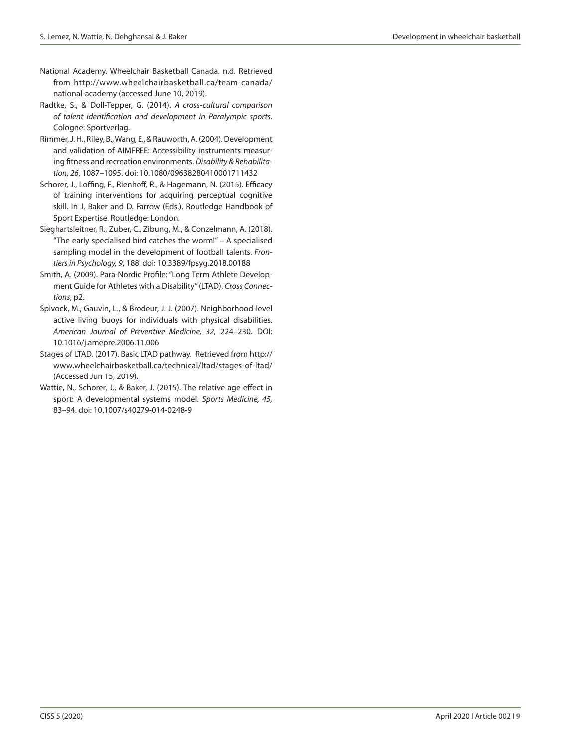National Academy. Wheelchair Basketball Canada. n.d. Retrieved from http://www.wheelchairbasketball.ca/team-canada/national-academy (accessed June 10, 2019).

Radtke, S., & Doll-Tepper, G. (2014). *A cross-cultural comparison of talent identification and development in Paralympic sports*. Cologne: Sportverlag.

Rimmer, J. H., Riley, B., Wang, E., & Rauworth, A. (2004). Development and validation of AIMFREE: Accessibility instruments measuring fitness and recreation environments. *Disability & Rehabilitation, 26*, 1087–1095. doi: 10.1080/09638280410001711432

Schorer, J., Loffing, F., Rienhoff, R., & Hagemann, N. (2015). Efficacy of training interventions for acquiring perceptual cognitive skill. In J. Baker and D. Farrow (Eds.). Routledge Handbook of Sport Expertise. Routledge: London.

Sieghartsleitner, R., Zuber, C., Zibung, M., & Conzelmann, A. (2018). "The early specialised bird catches the worm!" – A specialised sampling model in the development of football talents. *Frontiers in Psychology, 9*, 188. doi: 10.3389/fpsyg.2018.00188

Smith, A. (2009). Para-Nordic Profile: "Long Term Athlete Development Guide for Athletes with a Disability" (LTAD). *Cross Connections*, p2.

Spivock, M., Gauvin, L., & Brodeur, J. J. (2007). Neighborhood-level active living buoys for individuals with physical disabilities. *American Journal of Preventive Medicine, 32*, 224–230. DOI: 10.1016/j.amepre.2006.11.006

Stages of LTAD. (2017). Basic LTAD pathway. Retrieved from http://www.wheelchairbasketball.ca/technical/ltad/stages-of-ltad/ (Accessed Jun 15, 2019).

Wattie, N., Schorer, J., & Baker, J. (2015). The relative age effect in sport: A developmental systems model. *Sports Medicine, 45,* 83–94. doi: 10.1007/s40279-014-0248-9